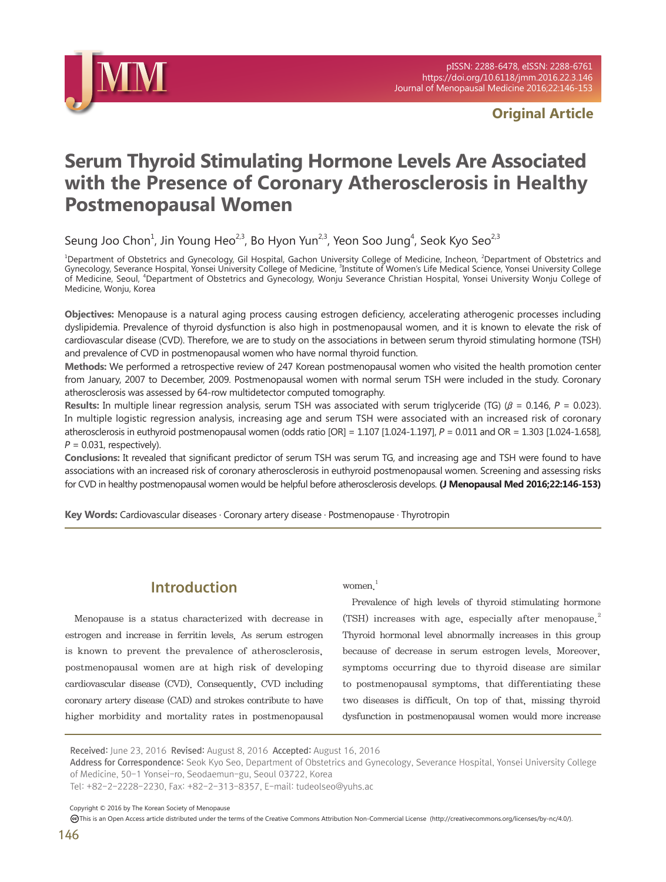**Original Article**

# Serum Thyroid Stimulating Hormone Levels Are Associated with the Presence of Coronary Atherosclerosis in Healthy Postmenopausal Women

Seung Joo Chon[1], Jin Young Heo[2,3], Bo Hyon Yun[2,3], Yeon Soo Jung[4], Seok Kyo Seo[2,3]

[1]Department of Obstetrics and Gynecology, Gil Hospital, Gachon University College of Medicine, Incheon, [2]Department of Obstetrics and Gynecology, Severance Hospital, Yonsei University College of Medicine, [3]Institute of Women's Life Medical Science, Yonsei University College of Medicine, Seoul, [4]Department of Obstetrics and Gynecology, Wonju Severance Christian Hospital, Yonsei University Wonju College of Medicine, Wonju, Korea

**Objectives:** Menopause is a natural aging process causing estrogen deficiency, accelerating atherogenic processes including dyslipidemia. Prevalence of thyroid dysfunction is also high in postmenopausal women, and it is known to elevate the risk of cardiovascular disease (CVD). Therefore, we are to study on the associations in between serum thyroid stimulating hormone (TSH) and prevalence of CVD in postmenopausal women who have normal thyroid function.

**Methods:** We performed a retrospective review of 247 Korean postmenopausal women who visited the health promotion center from January, 2007 to December, 2009. Postmenopausal women with normal serum TSH were included in the study. Coronary atherosclerosis was assessed by 64-row multidetector computed tomography.

**Results:** In multiple linear regression analysis, serum TSH was associated with serum triglyceride (TG) ($\beta$ = 0.146, $P$ = 0.023). In multiple logistic regression analysis, increasing age and serum TSH were associated with an increased risk of coronary atherosclerosis in euthyroid postmenopausal women (odds ratio [OR] = 1.107 [1.024-1.197], $P$ = 0.011 and OR = 1.303 [1.024-1.658], $P$ = 0.031, respectively).

**Conclusions:** It revealed that significant predictor of serum TSH was serum TG, and increasing age and TSH were found to have associations with an increased risk of coronary atherosclerosis in euthyroid postmenopausal women. Screening and assessing risks for CVD in healthy postmenopausal women would be helpful before atherosclerosis develops. **(J Menopausal Med 2016;22:146-153)**

**Key Words:** Cardiovascular diseases · Coronary artery disease · Postmenopause · Thyrotropin

## Introduction

Menopause is a status characterized with decrease in estrogen and increase in ferritin levels. As serum estrogen is known to prevent the prevalence of atherosclerosis, postmenopausal women are at high risk of developing cardiovascular disease (CVD). Consequently, CVD including coronary artery disease (CAD) and strokes contribute to have higher morbidity and mortality rates in postmenopausal women.[1]

Prevalence of high levels of thyroid stimulating hormone (TSH) increases with age, especially after menopause.[2] Thyroid hormonal level abnormally increases in this group because of decrease in serum estrogen levels. Moreover, symptoms occurring due to thyroid disease are similar to postmenopausal symptoms, that differentiating these two diseases is difficult. On top of that, missing thyroid dysfunction in postmenopausal women would more increase

Received: June 23, 2016 Revised: August 8, 2016 Accepted: August 16, 2016
Address for Correspondence: Seok Kyo Seo, Department of Obstetrics and Gynecology, Severance Hospital, Yonsei University College of Medicine, 50-1 Yonsei-ro, Seodaemun-gu, Seoul 03722, Korea
Tel: +82-2-2228-2230, Fax: +82-2-313-8357, E-mail: tudeolseo@yuhs.ac

Copyright © 2016 by The Korean Society of Menopause
This is an Open Access article distributed under the terms of the Creative Commons Attribution Non-Commercial License (http://creativecommons.org/licenses/by-nc/4.0/).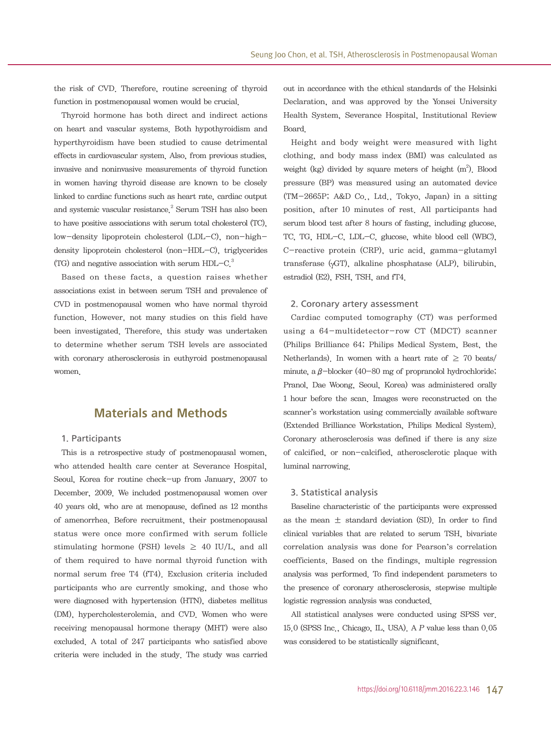the risk of CVD. Therefore, routine screening of thyroid function in postmenopausal women would be crucial.

Thyroid hormone has both direct and indirect actions on heart and vascular systems. Both hypothyroidism and hyperthyroidism have been studied to cause detrimental effects in cardiovascular system. Also, from previous studies, invasive and noninvasive measurements of thyroid function in women having thyroid disease are known to be closely linked to cardiac functions such as heart rate, cardiac output and systemic vascular resistance.[2] Serum TSH has also been to have positive associations with serum total cholesterol (TC), low-density lipoprotein cholesterol (LDL-C), non-high-density lipoprotein cholesterol (non-HDL-C), triglycerides (TG) and negative association with serum HDL-C.[3]

Based on these facts, a question raises whether associations exist in between serum TSH and prevalence of CVD in postmenopausal women who have normal thyroid function. However, not many studies on this field have been investigated. Therefore, this study was undertaken to determine whether serum TSH levels are associated with coronary atherosclerosis in euthyroid postmenopausal women.

## Materials and Methods

### 1. Participants

This is a retrospective study of postmenopausal women, who attended health care center at Severance Hospital, Seoul, Korea for routine check-up from January, 2007 to December, 2009. We included postmenopausal women over 40 years old, who are at menopause, defined as 12 months of amenorrhea. Before recruitment, their postmenopausal status were once more confirmed with serum follicle stimulating hormone (FSH) levels ≥ 40 IU/L, and all of them required to have normal thyroid function with normal serum free T4 (fT4). Exclusion criteria included participants who are currently smoking, and those who were diagnosed with hypertension (HTN), diabetes mellitus (DM), hypercholesterolemia, and CVD. Women who were receiving menopausal hormone therapy (MHT) were also excluded. A total of 247 participants who satisfied above criteria were included in the study. The study was carried out in accordance with the ethical standards of the Helsinki Declaration, and was approved by the Yonsei University Health System, Severance Hospital, Institutional Review Board.

Height and body weight were measured with light clothing, and body mass index (BMI) was calculated as weight (kg) divided by square meters of height ($m^2$). Blood pressure (BP) was measured using an automated device (TM-2665P; A&D Co., Ltd., Tokyo, Japan) in a sitting position, after 10 minutes of rest. All participants had serum blood test after 8 hours of fasting, including glucose, TC, TG, HDL-C, LDL-C, glucose, white blood cell (WBC), C-reactive protein (CRP), uric acid, gamma-glutamyl transferase (γGT), alkaline phosphatase (ALP), bilirubin, estradiol (E2), FSH, TSH, and fT4.

### 2. Coronary artery assessment

Cardiac computed tomography (CT) was performed using a 64-multidetector-row CT (MDCT) scanner (Philips Brilliance 64; Philips Medical System, Best, the Netherlands). In women with a heart rate of ≥ 70 beats/minute, a $\beta$-blocker (40-80 mg of propranolol hydrochloride; Pranol, Dae Woong, Seoul, Korea) was administered orally 1 hour before the scan. Images were reconstructed on the scanner's workstation using commercially available software (Extended Brilliance Workstation, Philips Medical System). Coronary atherosclerosis was defined if there is any size of calcified, or non-calcified, atherosclerotic plaque with luminal narrowing.

### 3. Statistical analysis

Baseline characteristic of the participants were expressed as the mean ± standard deviation (SD). In order to find clinical variables that are related to serum TSH, bivariate correlation analysis was done for Pearson's correlation coefficients. Based on the findings, multiple regression analysis was performed. To find independent parameters to the presence of coronary atherosclerosis, stepwise multiple logistic regression analysis was conducted.

All statistical analyses were conducted using SPSS ver. 15.0 (SPSS Inc., Chicago, IL, USA). A $P$ value less than 0.05 was considered to be statistically significant.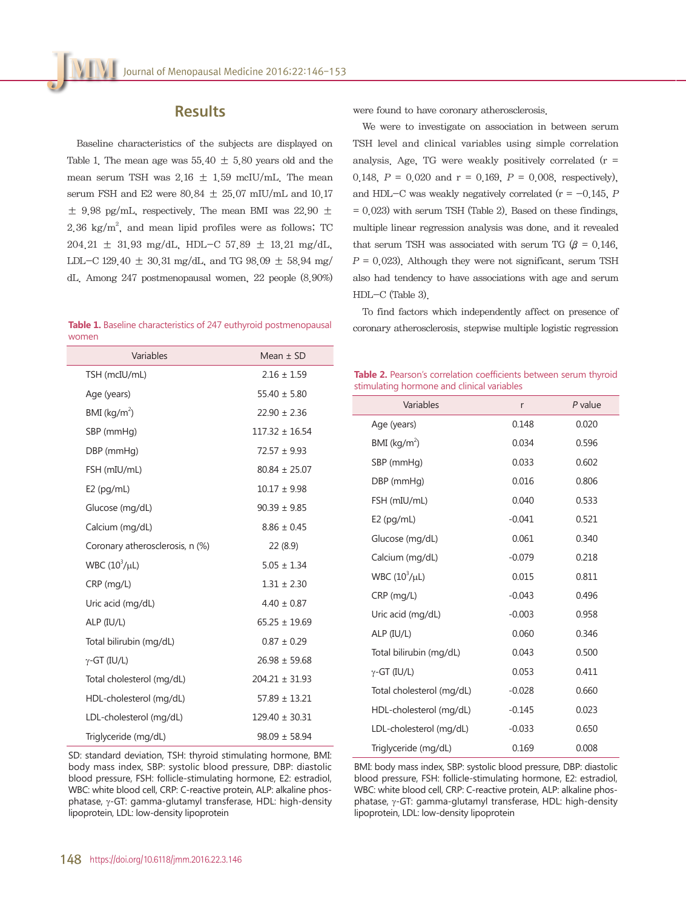## Results

Baseline characteristics of the subjects are displayed on Table 1. The mean age was 55.40 ± 5.80 years old and the mean serum TSH was 2.16 ± 1.59 mcIU/mL. The mean serum FSH and E2 were 80.84 ± 25.07 mIU/mL and 10.17 ± 9.98 pg/mL, respectively. The mean BMI was 22.90 ± 2.36 kg/m$^2$, and mean lipid profiles were as follows; TC 204.21 ± 31.93 mg/dL, HDL-C 57.89 ± 13.21 mg/dL, LDL-C 129.40 ± 30.31 mg/dL, and TG 98.09 ± 58.94 mg/dL. Among 247 postmenopausal women, 22 people (8.90%) were found to have coronary atherosclerosis.

We were to investigate on association in between serum TSH level and clinical variables using simple correlation analysis. Age, TG were weakly positively correlated (r = 0.148, $P$ = 0.020 and r = 0.169, $P$ = 0.008, respectively), and HDL-C was weakly negatively correlated (r = −0.145, $P$ = 0.023) with serum TSH (Table 2). Based on these findings, multiple linear regression analysis was done, and it revealed that serum TSH was associated with serum TG ($\beta$ = 0.146, $P$ = 0.023). Although they were not significant, serum TSH also had tendency to have associations with age and serum HDL-C (Table 3).

To find factors which independently affect on presence of coronary atherosclerosis, stepwise multiple logistic regression

**Table 1.** Baseline characteristics of 247 euthyroid postmenopausal women

| Variables | Mean ± SD |
|---|---|
| TSH (mcIU/mL) | 2.16 ± 1.59 |
| Age (years) | 55.40 ± 5.80 |
| BMI (kg/m$^2$) | 22.90 ± 2.36 |
| SBP (mmHg) | 117.32 ± 16.54 |
| DBP (mmHg) | 72.57 ± 9.93 |
| FSH (mIU/mL) | 80.84 ± 25.07 |
| E2 (pg/mL) | 10.17 ± 9.98 |
| Glucose (mg/dL) | 90.39 ± 9.85 |
| Calcium (mg/dL) | 8.86 ± 0.45 |
| Coronary atherosclerosis, n (%) | 22 (8.9) |
| WBC (10$^3$/μL) | 5.05 ± 1.34 |
| CRP (mg/L) | 1.31 ± 2.30 |
| Uric acid (mg/dL) | 4.40 ± 0.87 |
| ALP (IU/L) | 65.25 ± 19.69 |
| Total bilirubin (mg/dL) | 0.87 ± 0.29 |
| γ-GT (IU/L) | 26.98 ± 59.68 |
| Total cholesterol (mg/dL) | 204.21 ± 31.93 |
| HDL-cholesterol (mg/dL) | 57.89 ± 13.21 |
| LDL-cholesterol (mg/dL) | 129.40 ± 30.31 |
| Triglyceride (mg/dL) | 98.09 ± 58.94 |

SD: standard deviation, TSH: thyroid stimulating hormone, BMI: body mass index, SBP: systolic blood pressure, DBP: diastolic blood pressure, FSH: follicle-stimulating hormone, E2: estradiol, WBC: white blood cell, CRP: C-reactive protein, ALP: alkaline phosphatase, γ-GT: gamma-glutamyl transferase, HDL: high-density lipoprotein, LDL: low-density lipoprotein

**Table 2.** Pearson's correlation coefficients between serum thyroid stimulating hormone and clinical variables

| Variables | r | *P* value |
|---|---|---|
| Age (years) | 0.148 | 0.020 |
| BMI (kg/m$^2$) | 0.034 | 0.596 |
| SBP (mmHg) | 0.033 | 0.602 |
| DBP (mmHg) | 0.016 | 0.806 |
| FSH (mIU/mL) | 0.040 | 0.533 |
| E2 (pg/mL) | -0.041 | 0.521 |
| Glucose (mg/dL) | 0.061 | 0.340 |
| Calcium (mg/dL) | -0.079 | 0.218 |
| WBC (10$^3$/μL) | 0.015 | 0.811 |
| CRP (mg/L) | -0.043 | 0.496 |
| Uric acid (mg/dL) | -0.003 | 0.958 |
| ALP (IU/L) | 0.060 | 0.346 |
| Total bilirubin (mg/dL) | 0.043 | 0.500 |
| γ-GT (IU/L) | 0.053 | 0.411 |
| Total cholesterol (mg/dL) | -0.028 | 0.660 |
| HDL-cholesterol (mg/dL) | -0.145 | 0.023 |
| LDL-cholesterol (mg/dL) | -0.033 | 0.650 |
| Triglyceride (mg/dL) | 0.169 | 0.008 |

BMI: body mass index, SBP: systolic blood pressure, DBP: diastolic blood pressure, FSH: follicle-stimulating hormone, E2: estradiol, WBC: white blood cell, CRP: C-reactive protein, ALP: alkaline phosphatase, γ-GT: gamma-glutamyl transferase, HDL: high-density lipoprotein, LDL: low-density lipoprotein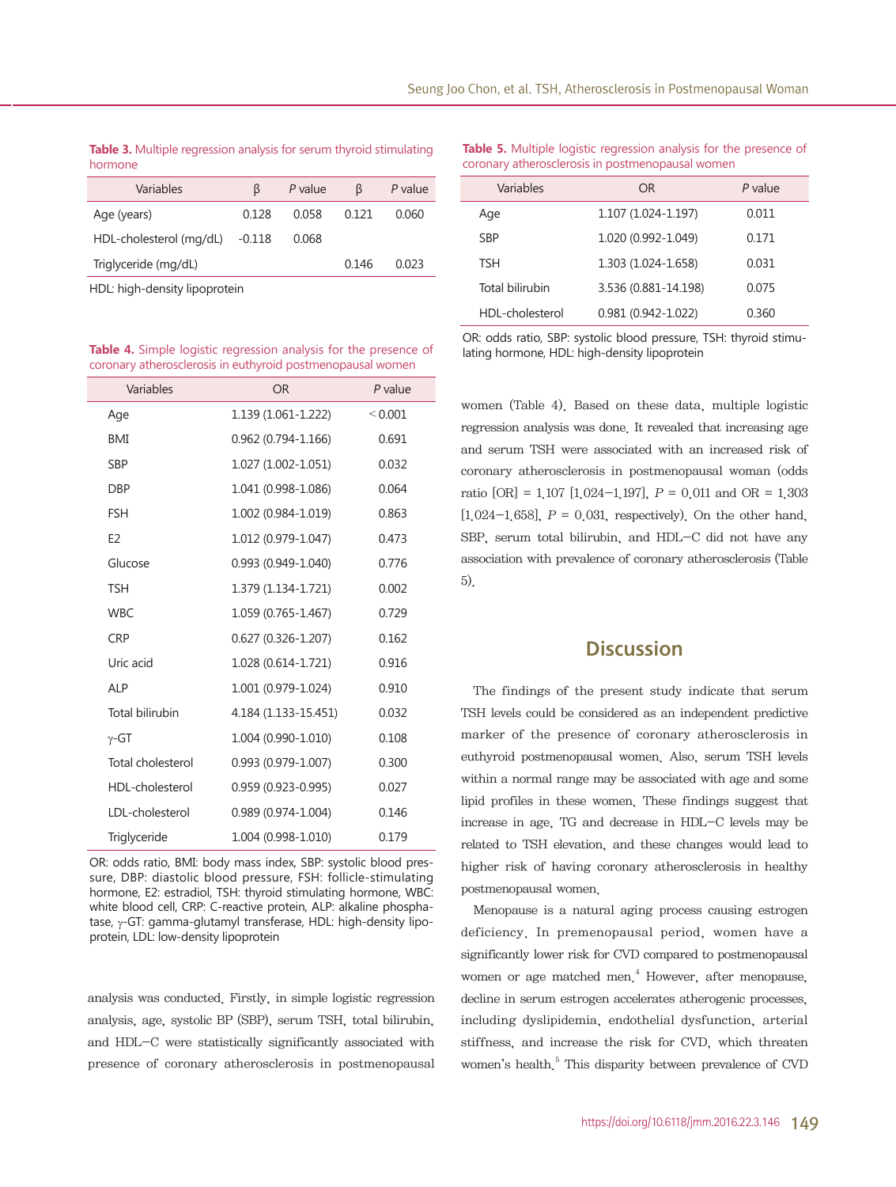**Table 3.** Multiple regression analysis for serum thyroid stimulating hormone

| Variables | β | *P* value | β | *P* value |
|---|---|---|---|---|
| Age (years) | 0.128 | 0.058 | 0.121 | 0.060 |
| HDL-cholesterol (mg/dL) | -0.118 | 0.068 | | |
| Triglyceride (mg/dL) | | | 0.146 | 0.023 |

HDL: high-density lipoprotein

**Table 4.** Simple logistic regression analysis for the presence of coronary atherosclerosis in euthyroid postmenopausal women

| Variables | OR | *P* value |
|---|---|---|
| Age | 1.139 (1.061-1.222) | < 0.001 |
| BMI | 0.962 (0.794-1.166) | 0.691 |
| SBP | 1.027 (1.002-1.051) | 0.032 |
| DBP | 1.041 (0.998-1.086) | 0.064 |
| FSH | 1.002 (0.984-1.019) | 0.863 |
| E2 | 1.012 (0.979-1.047) | 0.473 |
| Glucose | 0.993 (0.949-1.040) | 0.776 |
| TSH | 1.379 (1.134-1.721) | 0.002 |
| WBC | 1.059 (0.765-1.467) | 0.729 |
| CRP | 0.627 (0.326-1.207) | 0.162 |
| Uric acid | 1.028 (0.614-1.721) | 0.916 |
| ALP | 1.001 (0.979-1.024) | 0.910 |
| Total bilirubin | 4.184 (1.133-15.451) | 0.032 |
| γ-GT | 1.004 (0.990-1.010) | 0.108 |
| Total cholesterol | 0.993 (0.979-1.007) | 0.300 |
| HDL-cholesterol | 0.959 (0.923-0.995) | 0.027 |
| LDL-cholesterol | 0.989 (0.974-1.004) | 0.146 |
| Triglyceride | 1.004 (0.998-1.010) | 0.179 |

OR: odds ratio, BMI: body mass index, SBP: systolic blood pressure, DBP: diastolic blood pressure, FSH: follicle-stimulating hormone, E2: estradiol, TSH: thyroid stimulating hormone, WBC: white blood cell, CRP: C-reactive protein, ALP: alkaline phosphatase, γ-GT: gamma-glutamyl transferase, HDL: high-density lipoprotein, LDL: low-density lipoprotein

analysis was conducted. Firstly, in simple logistic regression analysis, age, systolic BP (SBP), serum TSH, total bilirubin, and HDL-C were statistically significantly associated with presence of coronary atherosclerosis in postmenopausal women (Table 4). Based on these data, multiple logistic regression analysis was done. It revealed that increasing age and serum TSH were associated with an increased risk of coronary atherosclerosis in postmenopausal woman (odds ratio [OR] = 1.107 [1.024–1.197], $P$ = 0.011 and OR = 1.303 [1.024–1.658], $P$ = 0.031, respectively). On the other hand, SBP, serum total bilirubin, and HDL-C did not have any association with prevalence of coronary atherosclerosis (Table 5).

**Table 5.** Multiple logistic regression analysis for the presence of coronary atherosclerosis in postmenopausal women

| Variables | OR | *P* value |
|---|---|---|
| Age | 1.107 (1.024-1.197) | 0.011 |
| SBP | 1.020 (0.992-1.049) | 0.171 |
| TSH | 1.303 (1.024-1.658) | 0.031 |
| Total bilirubin | 3.536 (0.881-14.198) | 0.075 |
| HDL-cholesterol | 0.981 (0.942-1.022) | 0.360 |

OR: odds ratio, SBP: systolic blood pressure, TSH: thyroid stimulating hormone, HDL: high-density lipoprotein

## Discussion

The findings of the present study indicate that serum TSH levels could be considered as an independent predictive marker of the presence of coronary atherosclerosis in euthyroid postmenopausal women. Also, serum TSH levels within a normal range may be associated with age and some lipid profiles in these women. These findings suggest that increase in age, TG and decrease in HDL-C levels may be related to TSH elevation, and these changes would lead to higher risk of having coronary atherosclerosis in healthy postmenopausal women.

Menopause is a natural aging process causing estrogen deficiency. In premenopausal period, women have a significantly lower risk for CVD compared to postmenopausal women or age matched men.[4] However, after menopause, decline in serum estrogen accelerates atherogenic processes, including dyslipidemia, endothelial dysfunction, arterial stiffness, and increase the risk for CVD, which threaten women's health.[5] This disparity between prevalence of CVD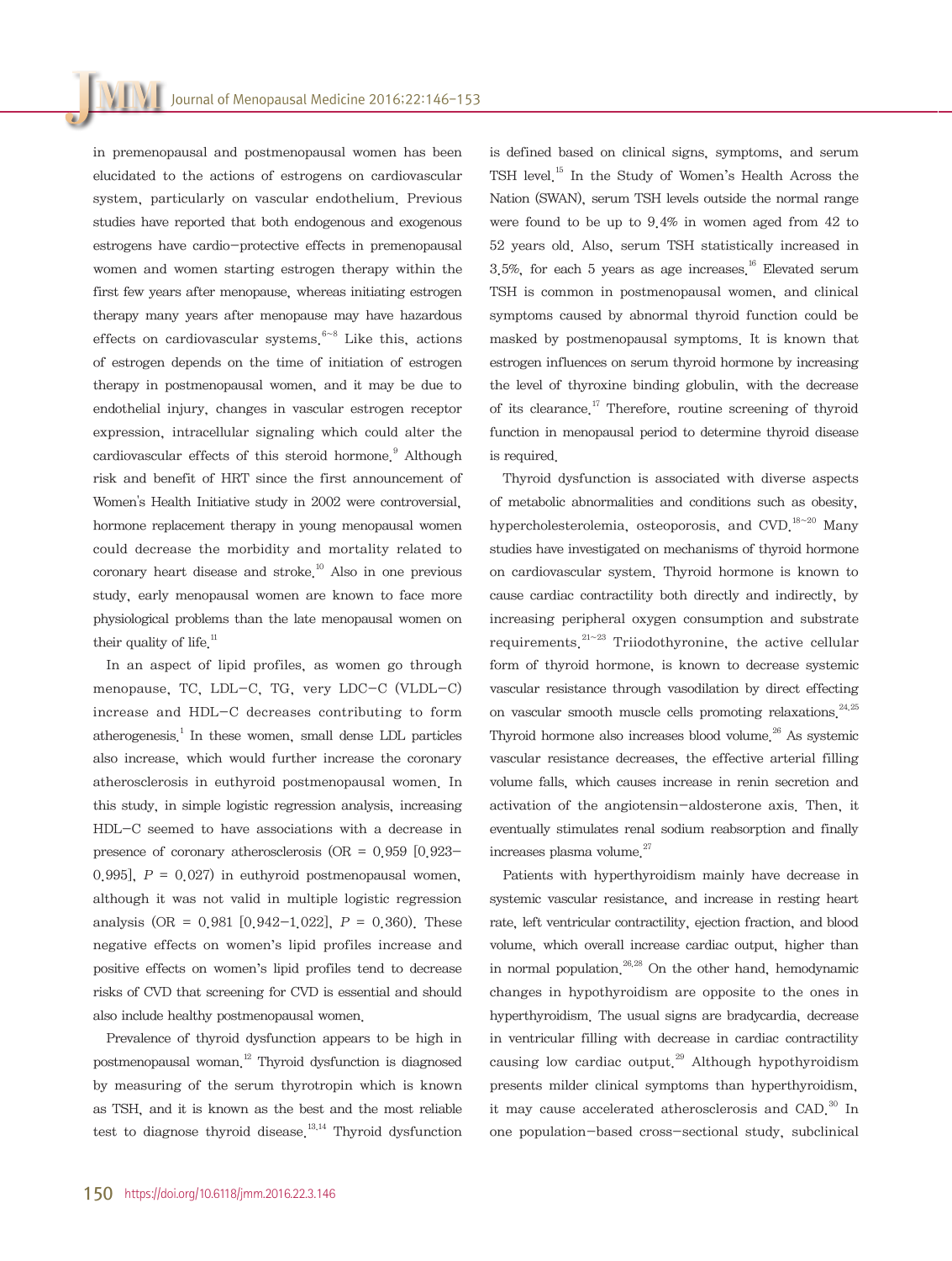in premenopausal and postmenopausal women has been elucidated to the actions of estrogens on cardiovascular system, particularly on vascular endothelium. Previous studies have reported that both endogenous and exogenous estrogens have cardio-protective effects in premenopausal women and women starting estrogen therapy within the first few years after menopause, whereas initiating estrogen therapy many years after menopause may have hazardous effects on cardiovascular systems.[6~8] Like this, actions of estrogen depends on the time of initiation of estrogen therapy in postmenopausal women, and it may be due to endothelial injury, changes in vascular estrogen receptor expression, intracellular signaling which could alter the cardiovascular effects of this steroid hormone.[9] Although risk and benefit of HRT since the first announcement of Women's Health Initiative study in 2002 were controversial, hormone replacement therapy in young menopausal women could decrease the morbidity and mortality related to coronary heart disease and stroke.[10] Also in one previous study, early menopausal women are known to face more physiological problems than the late menopausal women on their quality of life.[11]

In an aspect of lipid profiles, as women go through menopause, TC, LDL-C, TG, very LDC-C (VLDL-C) increase and HDL-C decreases contributing to form atherogenesis.[1] In these women, small dense LDL particles also increase, which would further increase the coronary atherosclerosis in euthyroid postmenopausal women. In this study, in simple logistic regression analysis, increasing HDL-C seemed to have associations with a decrease in presence of coronary atherosclerosis (OR = 0.959 [0.923–0.995], $P$ = 0.027) in euthyroid postmenopausal women, although it was not valid in multiple logistic regression analysis (OR = 0.981 [0.942–1.022], $P$ = 0.360). These negative effects on women's lipid profiles increase and positive effects on women's lipid profiles tend to decrease risks of CVD that screening for CVD is essential and should also include healthy postmenopausal women.

Prevalence of thyroid dysfunction appears to be high in postmenopausal woman.[12] Thyroid dysfunction is diagnosed by measuring of the serum thyrotropin which is known as TSH, and it is known as the best and the most reliable test to diagnose thyroid disease.[13,14] Thyroid dysfunction is defined based on clinical signs, symptoms, and serum TSH level.[15] In the Study of Women's Health Across the Nation (SWAN), serum TSH levels outside the normal range were found to be up to 9.4% in women aged from 42 to 52 years old. Also, serum TSH statistically increased in 3.5%, for each 5 years as age increases.[16] Elevated serum TSH is common in postmenopausal women, and clinical symptoms caused by abnormal thyroid function could be masked by postmenopausal symptoms. It is known that estrogen influences on serum thyroid hormone by increasing the level of thyroxine binding globulin, with the decrease of its clearance.[17] Therefore, routine screening of thyroid function in menopausal period to determine thyroid disease is required.

Thyroid dysfunction is associated with diverse aspects of metabolic abnormalities and conditions such as obesity, hypercholesterolemia, osteoporosis, and CVD.[18~20] Many studies have investigated on mechanisms of thyroid hormone on cardiovascular system. Thyroid hormone is known to cause cardiac contractility both directly and indirectly, by increasing peripheral oxygen consumption and substrate requirements.[21~23] Triiodothyronine, the active cellular form of thyroid hormone, is known to decrease systemic vascular resistance through vasodilation by direct effecting on vascular smooth muscle cells promoting relaxations.[24,25] Thyroid hormone also increases blood volume.[26] As systemic vascular resistance decreases, the effective arterial filling volume falls, which causes increase in renin secretion and activation of the angiotensin-aldosterone axis. Then, it eventually stimulates renal sodium reabsorption and finally increases plasma volume.[27]

Patients with hyperthyroidism mainly have decrease in systemic vascular resistance, and increase in resting heart rate, left ventricular contractility, ejection fraction, and blood volume, which overall increase cardiac output, higher than in normal population.[26,28] On the other hand, hemodynamic changes in hypothyroidism are opposite to the ones in hyperthyroidism. The usual signs are bradycardia, decrease in ventricular filling with decrease in cardiac contractility causing low cardiac output.[29] Although hypothyroidism presents milder clinical symptoms than hyperthyroidism, it may cause accelerated atherosclerosis and CAD.[30] In one population-based cross-sectional study, subclinical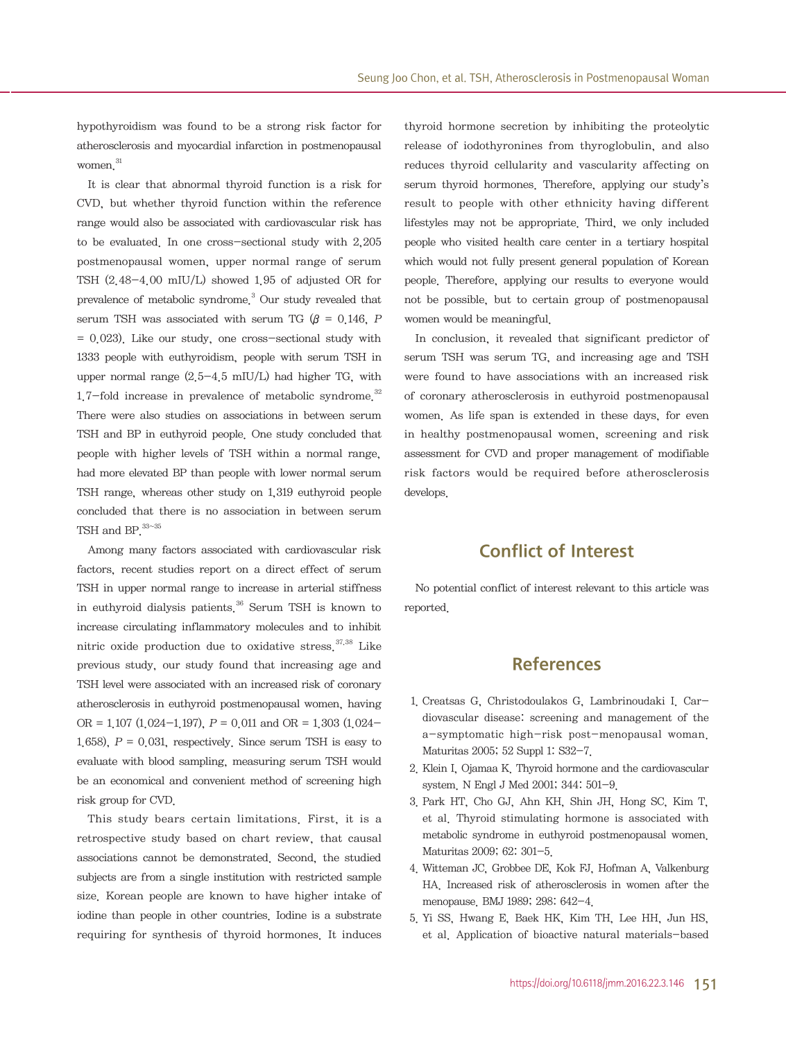hypothyroidism was found to be a strong risk factor for atherosclerosis and myocardial infarction in postmenopausal women.[31]

It is clear that abnormal thyroid function is a risk for CVD, but whether thyroid function within the reference range would also be associated with cardiovascular risk has to be evaluated. In one cross-sectional study with 2,205 postmenopausal women, upper normal range of serum TSH (2.48–4.00 mIU/L) showed 1.95 of adjusted OR for prevalence of metabolic syndrome.[3] Our study revealed that serum TSH was associated with serum TG ($\beta$ = 0.146, $P$ = 0.023). Like our study, one cross-sectional study with 1333 people with euthyroidism, people with serum TSH in upper normal range (2.5–4.5 mIU/L) had higher TG, with 1.7-fold increase in prevalence of metabolic syndrome.[32] There were also studies on associations in between serum TSH and BP in euthyroid people. One study concluded that people with higher levels of TSH within a normal range, had more elevated BP than people with lower normal serum TSH range, whereas other study on 1,319 euthyroid people concluded that there is no association in between serum TSH and BP.[33~35]

Among many factors associated with cardiovascular risk factors, recent studies report on a direct effect of serum TSH in upper normal range to increase in arterial stiffness in euthyroid dialysis patients.[36] Serum TSH is known to increase circulating inflammatory molecules and to inhibit nitric oxide production due to oxidative stress.[37,38] Like previous study, our study found that increasing age and TSH level were associated with an increased risk of coronary atherosclerosis in euthyroid postmenopausal women, having OR = 1.107 (1.024–1.197), $P$ = 0.011 and OR = 1.303 (1.024–1.658), $P$ = 0.031, respectively. Since serum TSH is easy to evaluate with blood sampling, measuring serum TSH would be an economical and convenient method of screening high risk group for CVD.

This study bears certain limitations. First, it is a retrospective study based on chart review, that causal associations cannot be demonstrated. Second, the studied subjects are from a single institution with restricted sample size. Korean people are known to have higher intake of iodine than people in other countries. Iodine is a substrate requiring for synthesis of thyroid hormones. It induces thyroid hormone secretion by inhibiting the proteolytic release of iodothyronines from thyroglobulin, and also reduces thyroid cellularity and vascularity affecting on serum thyroid hormones. Therefore, applying our study's result to people with other ethnicity having different lifestyles may not be appropriate. Third, we only included people who visited health care center in a tertiary hospital which would not fully present general population of Korean people. Therefore, applying our results to everyone would not be possible, but to certain group of postmenopausal women would be meaningful.

In conclusion, it revealed that significant predictor of serum TSH was serum TG, and increasing age and TSH were found to have associations with an increased risk of coronary atherosclerosis in euthyroid postmenopausal women. As life span is extended in these days, for even in healthy postmenopausal women, screening and risk assessment for CVD and proper management of modifiable risk factors would be required before atherosclerosis develops.

## Conflict of Interest

No potential conflict of interest relevant to this article was reported.

## References

1. Creatsas G, Christodoulakos G, Lambrinoudaki I. Cardiovascular disease: screening and management of the a-symptomatic high-risk post-menopausal woman. Maturitas 2005; 52 Suppl 1: S32–7.
2. Klein I, Ojamaa K. Thyroid hormone and the cardiovascular system. N Engl J Med 2001; 344: 501–9.
3. Park HT, Cho GJ, Ahn KH, Shin JH, Hong SC, Kim T, et al. Thyroid stimulating hormone is associated with metabolic syndrome in euthyroid postmenopausal women. Maturitas 2009; 62: 301–5.
4. Witteman JC, Grobbee DE, Kok FJ, Hofman A, Valkenburg HA. Increased risk of atherosclerosis in women after the menopause. BMJ 1989; 298: 642–4.
5. Yi SS, Hwang E, Baek HK, Kim TH, Lee HH, Jun HS, et al. Application of bioactive natural materials-based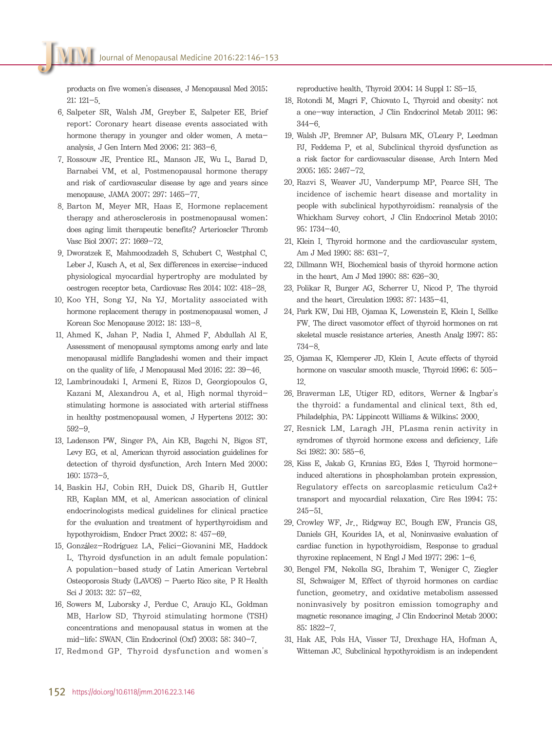products on five women's diseases. J Menopausal Med 2015; 21: 121-5.

6. Salpeter SR, Walsh JM, Greyber E, Salpeter EE. Brief report: Coronary heart disease events associated with hormone therapy in younger and older women. A meta-analysis. J Gen Intern Med 2006; 21: 363-6.
7. Rossouw JE, Prentice RL, Manson JE, Wu L, Barad D, Barnabei VM, et al. Postmenopausal hormone therapy and risk of cardiovascular disease by age and years since menopause. JAMA 2007; 297: 1465-77.
8. Barton M, Meyer MR, Haas E. Hormone replacement therapy and atherosclerosis in postmenopausal women: does aging limit therapeutic benefits? Arterioscler Thromb Vasc Biol 2007; 27: 1669-72.
9. Dworatzek E, Mahmoodzadeh S, Schubert C, Westphal C, Leber J, Kusch A, et al. Sex differences in exercise-induced physiological myocardial hypertrophy are modulated by oestrogen receptor beta. Cardiovasc Res 2014; 102: 418-28.
10. Koo YH, Song YJ, Na YJ. Mortality associated with hormone replacement therapy in postmenopausal women. J Korean Soc Menopause 2012; 18: 133-8.
11. Ahmed K, Jahan P, Nadia I, Ahmed F, Abdullah Al E. Assessment of menopausal symptoms among early and late menopausal midlife Bangladeshi women and their impact on the quality of life. J Menopausal Med 2016; 22: 39-46.
12. Lambrinoudaki I, Armeni E, Rizos D, Georgiopoulos G, Kazani M, Alexandrou A, et al. High normal thyroid-stimulating hormone is associated with arterial stiffness in healthy postmenopausal women. J Hypertens 2012; 30: 592-9.
13. Ladenson PW, Singer PA, Ain KB, Bagchi N, Bigos ST, Levy EG, et al. American thyroid association guidelines for detection of thyroid dysfunction. Arch Intern Med 2000; 160: 1573-5.
14. Baskin HJ, Cobin RH, Duick DS, Gharib H, Guttler RB, Kaplan MM, et al. American association of clinical endocrinologists medical guidelines for clinical practice for the evaluation and treatment of hyperthyroidism and hypothyroidism. Endocr Pract 2002; 8: 457-69.
15. González-Rodríguez LA, Felici-Giovanini ME, Haddock L. Thyroid dysfunction in an adult female population: A population-based study of Latin American Vertebral Osteoporosis Study (LAVOS) - Puerto Rico site. P R Health Sci J 2013; 32: 57-62.
16. Sowers M, Luborsky J, Perdue C, Araujo KL, Goldman MB, Harlow SD. Thyroid stimulating hormone (TSH) concentrations and menopausal status in women at the mid-life: SWAN. Clin Endocrinol (Oxf) 2003; 58: 340-7.
17. Redmond GP. Thyroid dysfunction and women's reproductive health. Thyroid 2004; 14 Suppl 1: S5-15.
18. Rotondi M, Magri F, Chiovato L. Thyroid and obesity: not a one-way interaction. J Clin Endocrinol Metab 2011; 96: 344-6.
19. Walsh JP, Bremner AP, Bulsara MK, O'Leary P, Leedman PJ, Feddema P, et al. Subclinical thyroid dysfunction as a risk factor for cardiovascular disease. Arch Intern Med 2005; 165: 2467-72.
20. Razvi S, Weaver JU, Vanderpump MP, Pearce SH. The incidence of ischemic heart disease and mortality in people with subclinical hypothyroidism: reanalysis of the Whickham Survey cohort. J Clin Endocrinol Metab 2010; 95: 1734-40.
21. Klein I. Thyroid hormone and the cardiovascular system. Am J Med 1990; 88: 631-7.
22. Dillmann WH. Biochemical basis of thyroid hormone action in the heart. Am J Med 1990; 88: 626-30.
23. Polikar R, Burger AG, Scherrer U, Nicod P. The thyroid and the heart. Circulation 1993; 87: 1435-41.
24. Park KW, Dai HB, Ojamaa K, Lowenstein E, Klein I, Sellke FW. The direct vasomotor effect of thyroid hormones on rat skeletal muscle resistance arteries. Anesth Analg 1997; 85: 734-8.
25. Ojamaa K, Klemperer JD, Klein I. Acute effects of thyroid hormone on vascular smooth muscle. Thyroid 1996; 6: 505-12.
26. Braverman LE, Utiger RD, editors. Werner & Ingbar's the thyroid: a fundamental and clinical text. 8th ed. Philadelphia, PA: Lippincott Williams & Wilkins; 2000.
27. Resnick LM, Laragh JH. PLasma renin activity in syndromes of thyroid hormone excess and deficiency. Life Sci 1982; 30: 585-6.
28. Kiss E, Jakab G, Kranias EG, Edes I. Thyroid hormone-induced alterations in phospholamban protein expression. Regulatory effects on sarcoplasmic reticulum Ca2+ transport and myocardial relaxation. Circ Res 1994; 75: 245-51.
29. Crowley WF, Jr., Ridgway EC, Bough EW, Francis GS, Daniels GH, Kourides IA, et al. Noninvasive evaluation of cardiac function in hypothyroidism. Response to gradual thyroxine replacement. N Engl J Med 1977; 296: 1-6.
30. Bengel FM, Nekolla SG, Ibrahim T, Weniger C, Ziegler SI, Schwaiger M. Effect of thyroid hormones on cardiac function, geometry, and oxidative metabolism assessed noninvasively by positron emission tomography and magnetic resonance imaging. J Clin Endocrinol Metab 2000; 85: 1822-7.
31. Hak AE, Pols HA, Visser TJ, Drexhage HA, Hofman A, Witteman JC. Subclinical hypothyroidism is an independent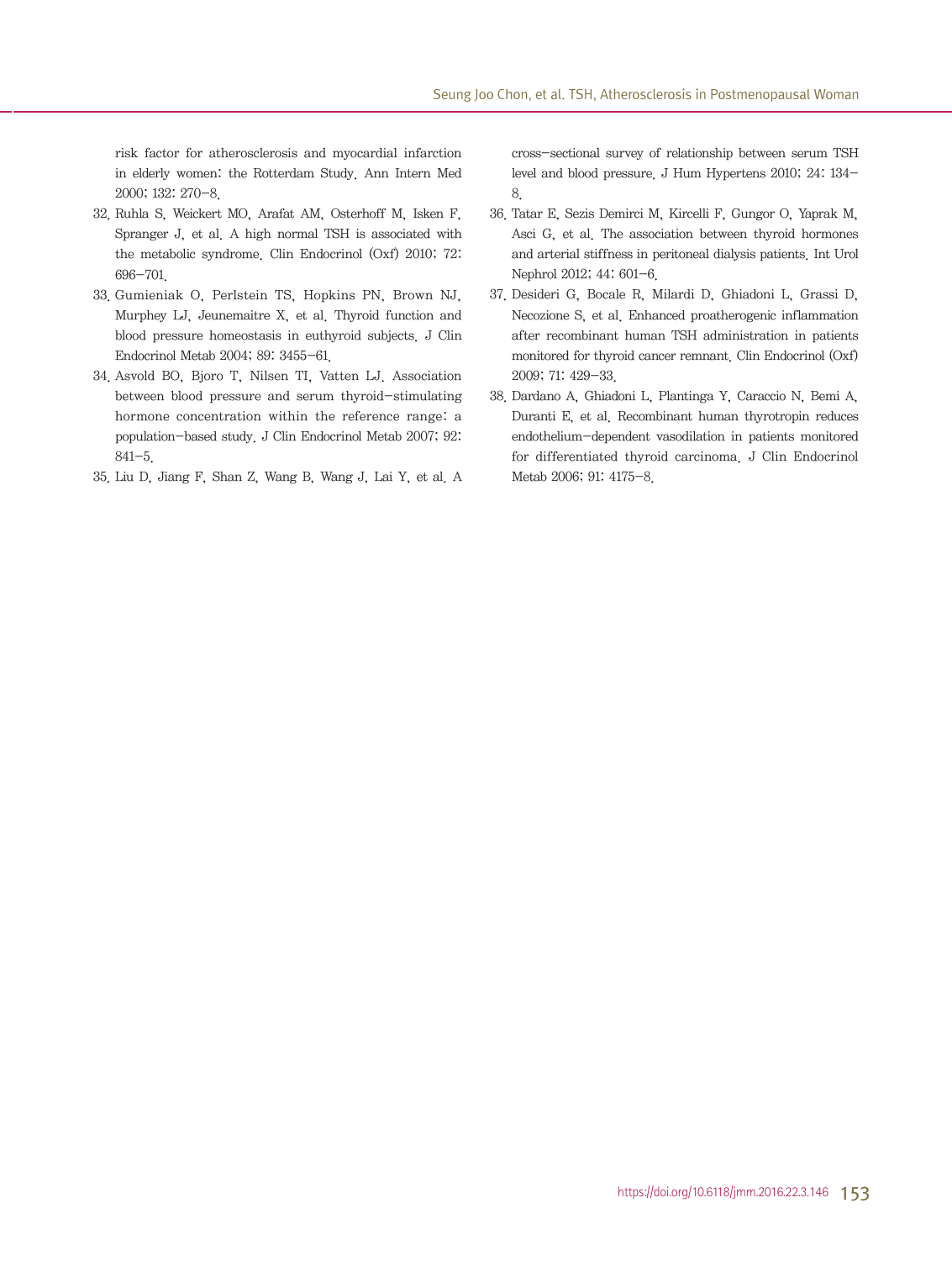risk factor for atherosclerosis and myocardial infarction in elderly women: the Rotterdam Study. Ann Intern Med 2000; 132: 270-8.

32. Ruhla S, Weickert MO, Arafat AM, Osterhoff M, Isken F, Spranger J, et al. A high normal TSH is associated with the metabolic syndrome. Clin Endocrinol (Oxf) 2010; 72: 696-701.
33. Gumieniak O, Perlstein TS, Hopkins PN, Brown NJ, Murphey LJ, Jeunemaitre X, et al. Thyroid function and blood pressure homeostasis in euthyroid subjects. J Clin Endocrinol Metab 2004; 89: 3455-61.
34. Asvold BO, Bjoro T, Nilsen TI, Vatten LJ. Association between blood pressure and serum thyroid-stimulating hormone concentration within the reference range: a population-based study. J Clin Endocrinol Metab 2007; 92: 841-5.
35. Liu D, Jiang F, Shan Z, Wang B, Wang J, Lai Y, et al. A cross-sectional survey of relationship between serum TSH level and blood pressure. J Hum Hypertens 2010; 24: 134-8.
36. Tatar E, Sezis Demirci M, Kircelli F, Gungor O, Yaprak M, Asci G, et al. The association between thyroid hormones and arterial stiffness in peritoneal dialysis patients. Int Urol Nephrol 2012; 44: 601-6.
37. Desideri G, Bocale R, Milardi D, Ghiadoni L, Grassi D, Necozione S, et al. Enhanced proatherogenic inflammation after recombinant human TSH administration in patients monitored for thyroid cancer remnant. Clin Endocrinol (Oxf) 2009; 71: 429-33.
38. Dardano A, Ghiadoni L, Plantinga Y, Caraccio N, Bemi A, Duranti E, et al. Recombinant human thyrotropin reduces endothelium-dependent vasodilation in patients monitored for differentiated thyroid carcinoma. J Clin Endocrinol Metab 2006; 91: 4175-8.